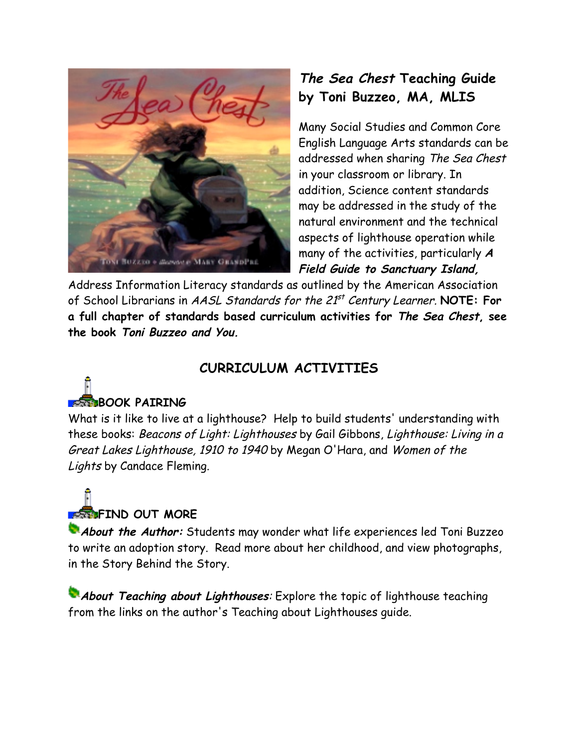## *The Sea Chest* Teaching Guide by Toni Buzzeo, MA, MLIS

Many Social Studies and Common Core English Language Arts standards can be addressed when sharing *The Sea Chest* in your classroom or library. In addition, Science content standards may be addressed in the study of the natural environment and the technical aspects of lighthouse operation while many of the activities, particularly ***A Field Guide to Sanctuary Island,*** Address Information Literacy standards as outlined by the American Association of School Librarians in *AASL Standards for the 21st Century Learner.* **NOTE: For a full chapter of standards based curriculum activities for *The Sea Chest*, see the book *Toni Buzzeo and You.***

## CURRICULUM ACTIVITIES

### BOOK PAIRING

What is it like to live at a lighthouse? Help to build students' understanding with these books: *Beacons of Light: Lighthouses* by Gail Gibbons, *Lighthouse: Living in a Great Lakes Lighthouse, 1910 to 1940* by Megan O'Hara, and *Women of the Lights* by Candace Fleming.

### FIND OUT MORE

***About the Author:*** Students may wonder what life experiences led Toni Buzzeo to write an adoption story. Read more about her childhood, and view photographs, in the Story Behind the Story.

***About Teaching about Lighthouses**:* Explore the topic of lighthouse teaching from the links on the author's Teaching about Lighthouses guide.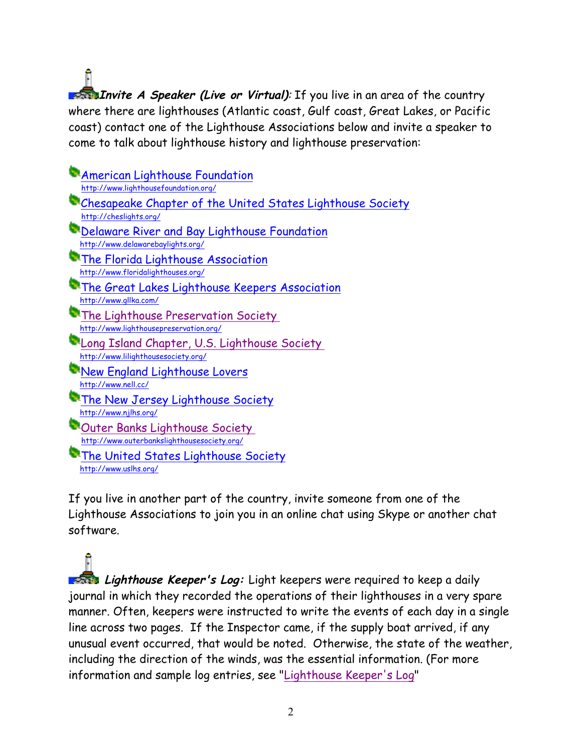***Invite A Speaker (Live or Virtual):*** If you live in an area of the country where there are lighthouses (Atlantic coast, Gulf coast, Great Lakes, or Pacific coast) contact one of the Lighthouse Associations below and invite a speaker to come to talk about lighthouse history and lighthouse preservation:

- American Lighthouse Foundation
  http://www.lighthousefoundation.org/
- Chesapeake Chapter of the United States Lighthouse Society
  http://cheslights.org/
- Delaware River and Bay Lighthouse Foundation
  http://www.delawarebaylights.org/
- The Florida Lighthouse Association
  http://www.floridalighthouses.org/
- The Great Lakes Lighthouse Keepers Association
  http://www.gllka.com/
- The Lighthouse Preservation Society
  http://www.lighthousepreservation.org/
- Long Island Chapter, U.S. Lighthouse Society
  http://www.lilighthousesociety.org/
- New England Lighthouse Lovers
  http://www.nell.cc/
- The New Jersey Lighthouse Society
  http://www.njlhs.org/
- Outer Banks Lighthouse Society
  http://www.outerbankslighthousesociety.org/
- The United States Lighthouse Society
  http://www.uslhs.org/

If you live in another part of the country, invite someone from one of the Lighthouse Associations to join you in an online chat using Skype or another chat software.

***Lighthouse Keeper's Log:*** Light keepers were required to keep a daily journal in which they recorded the operations of their lighthouses in a very spare manner. Often, keepers were instructed to write the events of each day in a single line across two pages. If the Inspector came, if the supply boat arrived, if any unusual event occurred, that would be noted. Otherwise, the state of the weather, including the direction of the winds, was the essential information. (For more information and sample log entries, see "Lighthouse Keeper's Log"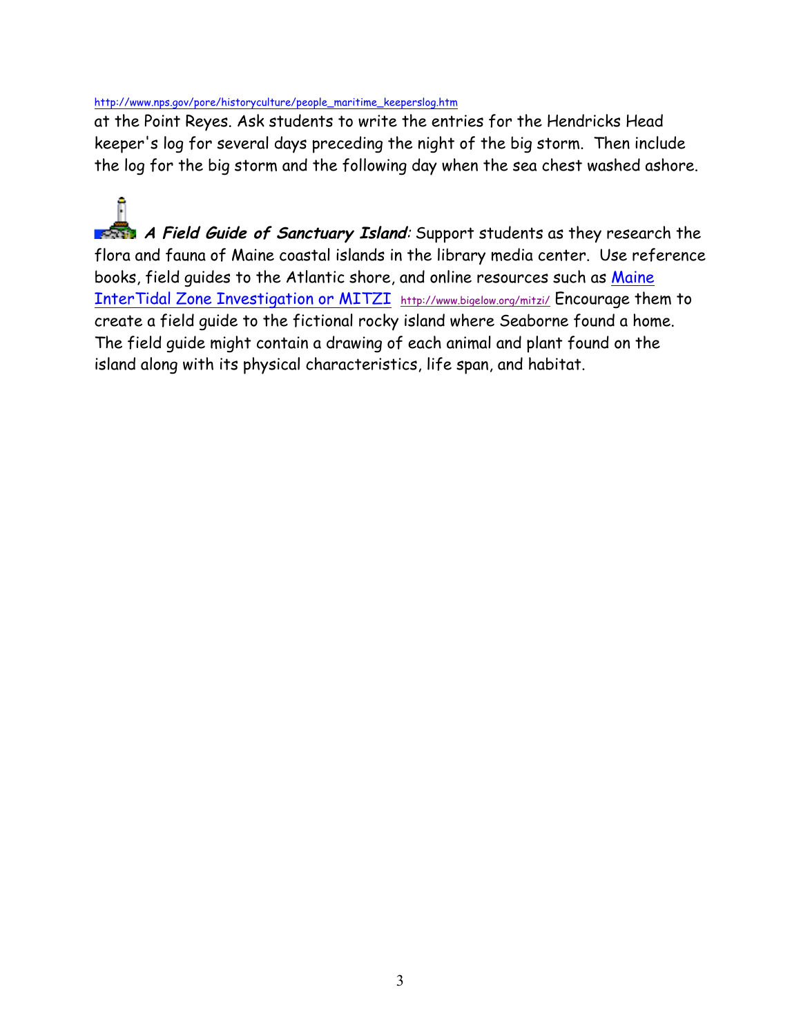http://www.nps.gov/pore/historyculture/people_maritime_keeperslog.htm at the Point Reyes. Ask students to write the entries for the Hendricks Head keeper's log for several days preceding the night of the big storm. Then include the log for the big storm and the following day when the sea chest washed ashore.

***A Field Guide of Sanctuary Island:*** Support students as they research the flora and fauna of Maine coastal islands in the library media center. Use reference books, field guides to the Atlantic shore, and online resources such as [Maine InterTidal Zone Investigation or MITZI](http://www.bigelow.org/mitzi/) http://www.bigelow.org/mitzi/ Encourage them to create a field guide to the fictional rocky island where Seaborne found a home. The field guide might contain a drawing of each animal and plant found on the island along with its physical characteristics, life span, and habitat.